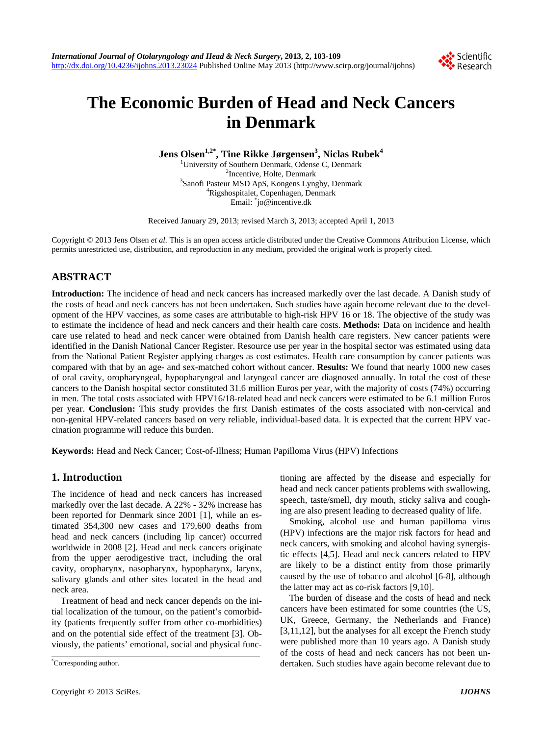# The Economic Burden of Head and Neck Cancers in Denmark

**Jens Olsen[1,2*], Tine Rikke Jørgensen[3], Niclas Rubek[4]**

[1]University of Southern Denmark, Odense C, Denmark
[2]Incentive, Holte, Denmark
[3]Sanofi Pasteur MSD ApS, Kongens Lyngby, Denmark
[4]Rigshospitalet, Copenhagen, Denmark
Email: *jo@incentive.dk

Received January 29, 2013; revised March 3, 2013; accepted April 1, 2013

Copyright © 2013 Jens Olsen *et al.* This is an open access article distributed under the Creative Commons Attribution License, which permits unrestricted use, distribution, and reproduction in any medium, provided the original work is properly cited.

## ABSTRACT

**Introduction:** The incidence of head and neck cancers has increased markedly over the last decade. A Danish study of the costs of head and neck cancers has not been undertaken. Such studies have again become relevant due to the development of the HPV vaccines, as some cases are attributable to high-risk HPV 16 or 18. The objective of the study was to estimate the incidence of head and neck cancers and their health care costs. **Methods:** Data on incidence and health care use related to head and neck cancer were obtained from Danish health care registers. New cancer patients were identified in the Danish National Cancer Register. Resource use per year in the hospital sector was estimated using data from the National Patient Register applying charges as cost estimates. Health care consumption by cancer patients was compared with that by an age- and sex-matched cohort without cancer. **Results:** We found that nearly 1000 new cases of oral cavity, oropharyngeal, hypopharyngeal and laryngeal cancer are diagnosed annually. In total the cost of these cancers to the Danish hospital sector constituted 31.6 million Euros per year, with the majority of costs (74%) occurring in men. The total costs associated with HPV16/18-related head and neck cancers were estimated to be 6.1 million Euros per year. **Conclusion:** This study provides the first Danish estimates of the costs associated with non-cervical and non-genital HPV-related cancers based on very reliable, individual-based data. It is expected that the current HPV vaccination programme will reduce this burden.

**Keywords:** Head and Neck Cancer; Cost-of-Illness; Human Papilloma Virus (HPV) Infections

## 1. Introduction

The incidence of head and neck cancers has increased markedly over the last decade. A 22% - 32% increase has been reported for Denmark since 2001 [1], while an estimated 354,300 new cases and 179,600 deaths from head and neck cancers (including lip cancer) occurred worldwide in 2008 [2]. Head and neck cancers originate from the upper aerodigestive tract, including the oral cavity, oropharynx, nasopharynx, hypopharynx, larynx, salivary glands and other sites located in the head and neck area.

Treatment of head and neck cancer depends on the initial localization of the tumour, on the patient's comorbidity (patients frequently suffer from other co-morbidities) and on the potential side effect of the treatment [3]. Obviously, the patients' emotional, social and physical functioning are affected by the disease and especially for head and neck cancer patients problems with swallowing, speech, taste/smell, dry mouth, sticky saliva and coughing are also present leading to decreased quality of life.

Smoking, alcohol use and human papilloma virus (HPV) infections are the major risk factors for head and neck cancers, with smoking and alcohol having synergistic effects [4,5]. Head and neck cancers related to HPV are likely to be a distinct entity from those primarily caused by the use of tobacco and alcohol [6-8], although the latter may act as co-risk factors [9,10].

The burden of disease and the costs of head and neck cancers have been estimated for some countries (the US, UK, Greece, Germany, the Netherlands and France) [3,11,12], but the analyses for all except the French study were published more than 10 years ago. A Danish study of the costs of head and neck cancers has not been undertaken. Such studies have again become relevant due to

*Corresponding author.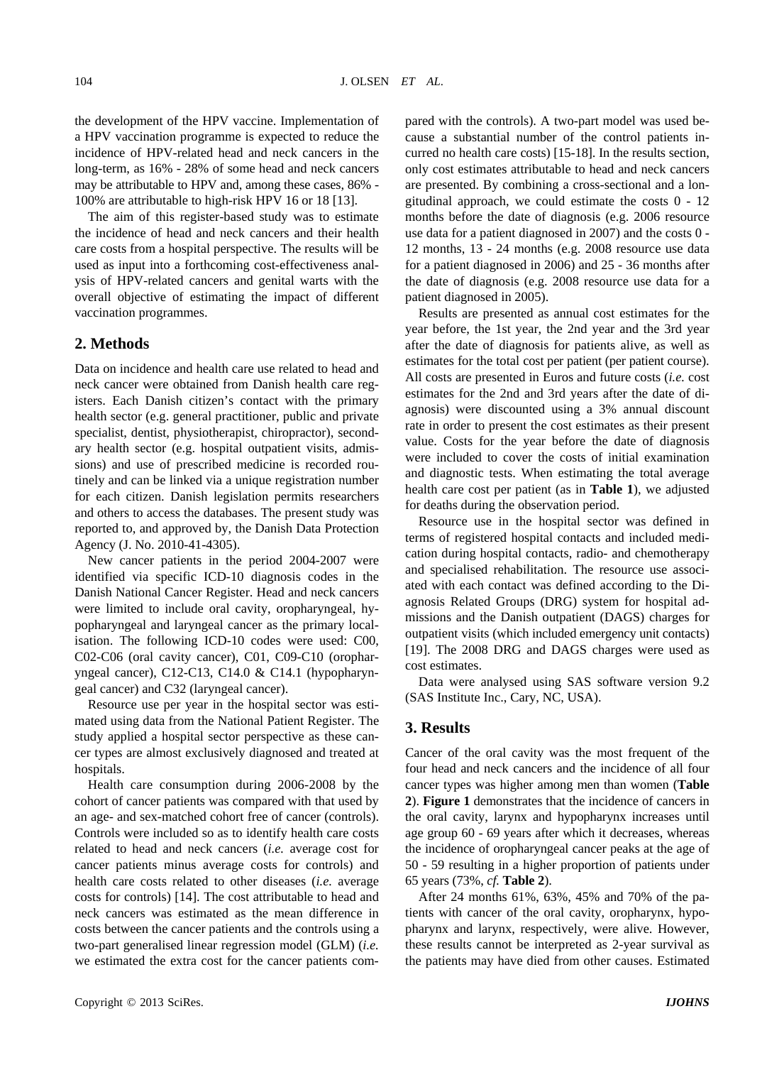the development of the HPV vaccine. Implementation of a HPV vaccination programme is expected to reduce the incidence of HPV-related head and neck cancers in the long-term, as 16% - 28% of some head and neck cancers may be attributable to HPV and, among these cases, 86% - 100% are attributable to high-risk HPV 16 or 18 [13].

The aim of this register-based study was to estimate the incidence of head and neck cancers and their health care costs from a hospital perspective. The results will be used as input into a forthcoming cost-effectiveness analysis of HPV-related cancers and genital warts with the overall objective of estimating the impact of different vaccination programmes.

## 2. Methods

Data on incidence and health care use related to head and neck cancer were obtained from Danish health care registers. Each Danish citizen's contact with the primary health sector (e.g. general practitioner, public and private specialist, dentist, physiotherapist, chiropractor), secondary health sector (e.g. hospital outpatient visits, admissions) and use of prescribed medicine is recorded routinely and can be linked via a unique registration number for each citizen. Danish legislation permits researchers and others to access the databases. The present study was reported to, and approved by, the Danish Data Protection Agency (J. No. 2010-41-4305).

New cancer patients in the period 2004-2007 were identified via specific ICD-10 diagnosis codes in the Danish National Cancer Register. Head and neck cancers were limited to include oral cavity, oropharyngeal, hypopharyngeal and laryngeal cancer as the primary localisation. The following ICD-10 codes were used: C00, C02-C06 (oral cavity cancer), C01, C09-C10 (oropharyngeal cancer), C12-C13, C14.0 & C14.1 (hypopharyngeal cancer) and C32 (laryngeal cancer).

Resource use per year in the hospital sector was estimated using data from the National Patient Register. The study applied a hospital sector perspective as these cancer types are almost exclusively diagnosed and treated at hospitals.

Health care consumption during 2006-2008 by the cohort of cancer patients was compared with that used by an age- and sex-matched cohort free of cancer (controls). Controls were included so as to identify health care costs related to head and neck cancers (*i.e.* average cost for cancer patients minus average costs for controls) and health care costs related to other diseases (*i.e.* average costs for controls) [14]. The cost attributable to head and neck cancers was estimated as the mean difference in costs between the cancer patients and the controls using a two-part generalised linear regression model (GLM) (*i.e.* we estimated the extra cost for the cancer patients compared with the controls). A two-part model was used because a substantial number of the control patients incurred no health care costs) [15-18]. In the results section, only cost estimates attributable to head and neck cancers are presented. By combining a cross-sectional and a longitudinal approach, we could estimate the costs 0 - 12 months before the date of diagnosis (e.g. 2006 resource use data for a patient diagnosed in 2007) and the costs 0 - 12 months, 13 - 24 months (e.g. 2008 resource use data for a patient diagnosed in 2006) and 25 - 36 months after the date of diagnosis (e.g. 2008 resource use data for a patient diagnosed in 2005).

Results are presented as annual cost estimates for the year before, the 1st year, the 2nd year and the 3rd year after the date of diagnosis for patients alive, as well as estimates for the total cost per patient (per patient course). All costs are presented in Euros and future costs (*i.e.* cost estimates for the 2nd and 3rd years after the date of diagnosis) were discounted using a 3% annual discount rate in order to present the cost estimates as their present value. Costs for the year before the date of diagnosis were included to cover the costs of initial examination and diagnostic tests. When estimating the total average health care cost per patient (as in **Table 1**), we adjusted for deaths during the observation period.

Resource use in the hospital sector was defined in terms of registered hospital contacts and included medication during hospital contacts, radio- and chemotherapy and specialised rehabilitation. The resource use associated with each contact was defined according to the Diagnosis Related Groups (DRG) system for hospital admissions and the Danish outpatient (DAGS) charges for outpatient visits (which included emergency unit contacts) [19]. The 2008 DRG and DAGS charges were used as cost estimates.

Data were analysed using SAS software version 9.2 (SAS Institute Inc., Cary, NC, USA).

## 3. Results

Cancer of the oral cavity was the most frequent of the four head and neck cancers and the incidence of all four cancer types was higher among men than women (**Table 2**). **Figure 1** demonstrates that the incidence of cancers in the oral cavity, larynx and hypopharynx increases until age group 60 - 69 years after which it decreases, whereas the incidence of oropharyngeal cancer peaks at the age of 50 - 59 resulting in a higher proportion of patients under 65 years (73%, *cf.* **Table 2**).

After 24 months 61%, 63%, 45% and 70% of the patients with cancer of the oral cavity, oropharynx, hypopharynx and larynx, respectively, were alive. However, these results cannot be interpreted as 2-year survival as the patients may have died from other causes. Estimated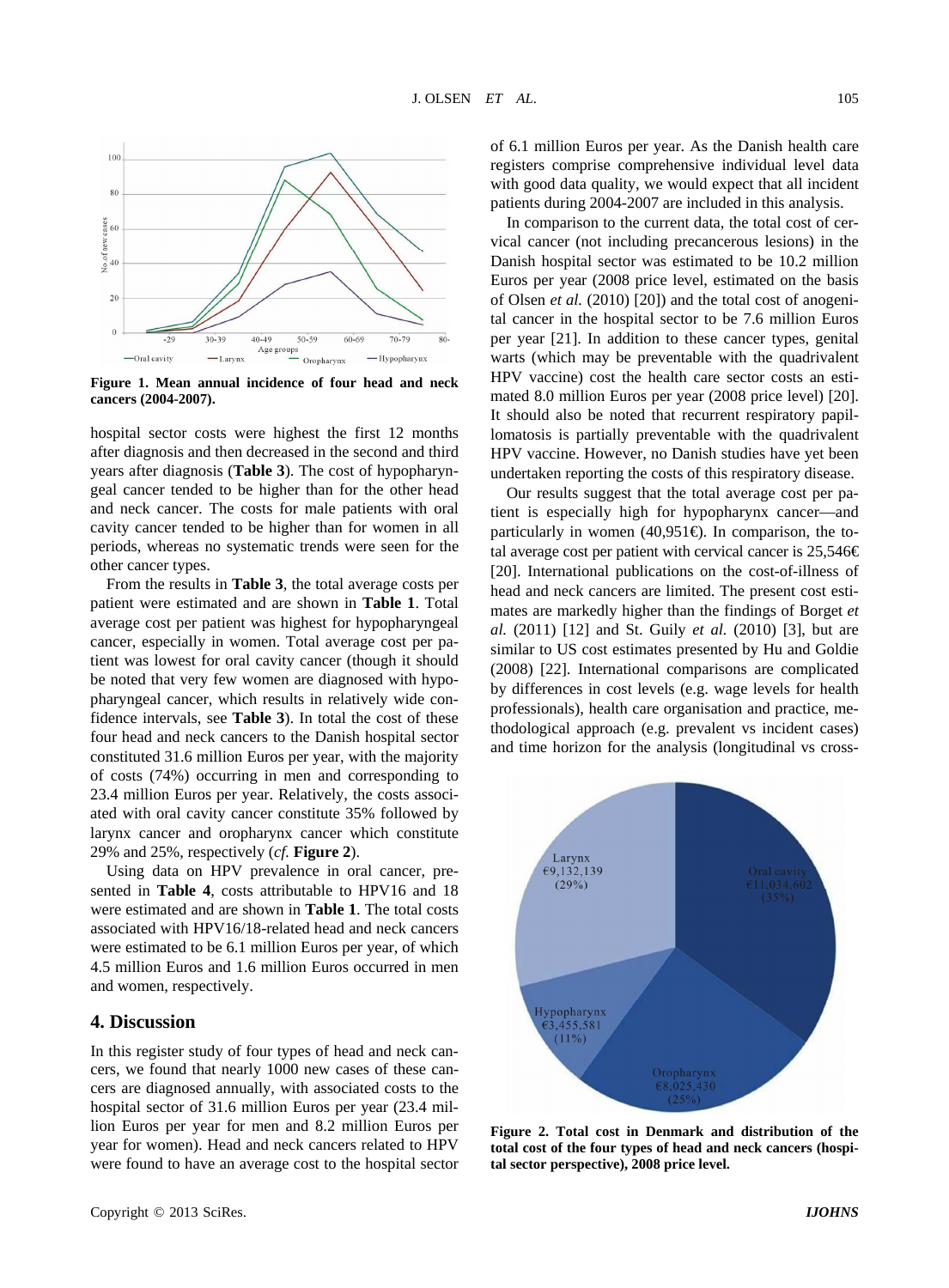Figure 1. Mean annual incidence of four head and neck cancers (2004-2007).

hospital sector costs were highest the first 12 months after diagnosis and then decreased in the second and third years after diagnosis (**Table 3**). The cost of hypopharyngeal cancer tended to be higher than for the other head and neck cancer. The costs for male patients with oral cavity cancer tended to be higher than for women in all periods, whereas no systematic trends were seen for the other cancer types.

From the results in **Table 3**, the total average costs per patient were estimated and are shown in **Table 1**. Total average cost per patient was highest for hypopharyngeal cancer, especially in women. Total average cost per patient was lowest for oral cavity cancer (though it should be noted that very few women are diagnosed with hypopharyngeal cancer, which results in relatively wide confidence intervals, see **Table 3**). In total the cost of these four head and neck cancers to the Danish hospital sector constituted 31.6 million Euros per year, with the majority of costs (74%) occurring in men and corresponding to 23.4 million Euros per year. Relatively, the costs associated with oral cavity cancer constitute 35% followed by larynx cancer and oropharynx cancer which constitute 29% and 25%, respectively (*cf.* **Figure 2**).

Using data on HPV prevalence in oral cancer, presented in **Table 4**, costs attributable to HPV16 and 18 were estimated and are shown in **Table 1**. The total costs associated with HPV16/18-related head and neck cancers were estimated to be 6.1 million Euros per year, of which 4.5 million Euros and 1.6 million Euros occurred in men and women, respectively.

## 4. Discussion

In this register study of four types of head and neck cancers, we found that nearly 1000 new cases of these cancers are diagnosed annually, with associated costs to the hospital sector of 31.6 million Euros per year (23.4 million Euros per year for men and 8.2 million Euros per year for women). Head and neck cancers related to HPV were found to have an average cost to the hospital sector of 6.1 million Euros per year. As the Danish health care registers comprise comprehensive individual level data with good data quality, we would expect that all incident patients during 2004-2007 are included in this analysis.

In comparison to the current data, the total cost of cervical cancer (not including precancerous lesions) in the Danish hospital sector was estimated to be 10.2 million Euros per year (2008 price level, estimated on the basis of Olsen *et al.* (2010) [20]) and the total cost of anogenital cancer in the hospital sector to be 7.6 million Euros per year [21]. In addition to these cancer types, genital warts (which may be preventable with the quadrivalent HPV vaccine) cost the health care sector costs an estimated 8.0 million Euros per year (2008 price level) [20]. It should also be noted that recurrent respiratory papillomatosis is partially preventable with the quadrivalent HPV vaccine. However, no Danish studies have yet been undertaken reporting the costs of this respiratory disease.

Our results suggest that the total average cost per patient is especially high for hypopharynx cancer—and particularly in women (40,951€). In comparison, the total average cost per patient with cervical cancer is 25,546€ [20]. International publications on the cost-of-illness of head and neck cancers are limited. The present cost estimates are markedly higher than the findings of Borget *et al.* (2011) [12] and St. Guily *et al.* (2010) [3], but are similar to US cost estimates presented by Hu and Goldie (2008) [22]. International comparisons are complicated by differences in cost levels (e.g. wage levels for health professionals), health care organisation and practice, methodological approach (e.g. prevalent vs incident cases) and time horizon for the analysis (longitudinal vs cross-

Figure 2. Total cost in Denmark and distribution of the total cost of the four types of head and neck cancers (hospital sector perspective), 2008 price level.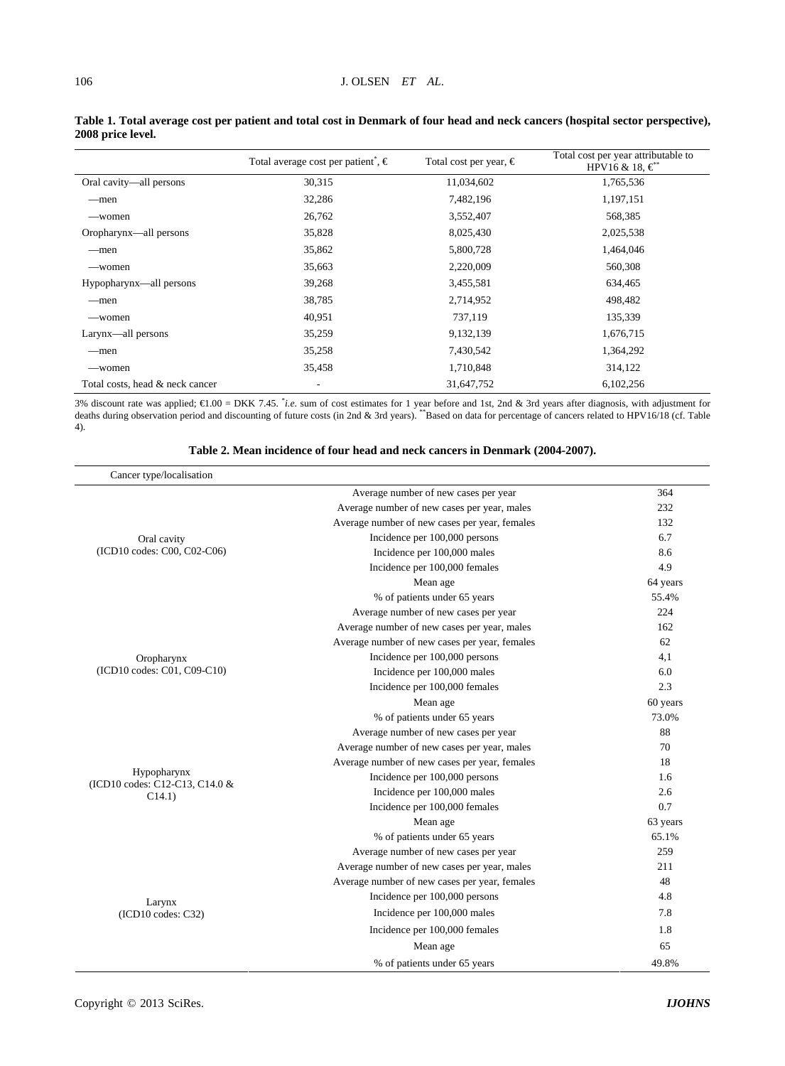**Table 1. Total average cost per patient and total cost in Denmark of four head and neck cancers (hospital sector perspective), 2008 price level.**

| | Total average cost per patient*, € | Total cost per year, € | Total cost per year attributable to HPV16 & 18, €** |
|---|---|---|---|
| Oral cavity—all persons | 30,315 | 11,034,602 | 1,765,536 |
| —men | 32,286 | 7,482,196 | 1,197,151 |
| —women | 26,762 | 3,552,407 | 568,385 |
| Oropharynx—all persons | 35,828 | 8,025,430 | 2,025,538 |
| —men | 35,862 | 5,800,728 | 1,464,046 |
| —women | 35,663 | 2,220,009 | 560,308 |
| Hypopharynx—all persons | 39,268 | 3,455,581 | 634,465 |
| —men | 38,785 | 2,714,952 | 498,482 |
| —women | 40,951 | 737,119 | 135,339 |
| Larynx—all persons | 35,259 | 9,132,139 | 1,676,715 |
| —men | 35,258 | 7,430,542 | 1,364,292 |
| —women | 35,458 | 1,710,848 | 314,122 |
| Total costs, head & neck cancer | - | 31,647,752 | 6,102,256 |

3% discount rate was applied; €1.00 = DKK 7.45. **i.e.* sum of cost estimates for 1 year before and 1st, 2nd & 3rd years after diagnosis, with adjustment for deaths during observation period and discounting of future costs (in 2nd & 3rd years). **Based on data for percentage of cancers related to HPV16/18 (cf. Table 4).

**Table 2. Mean incidence of four head and neck cancers in Denmark (2004-2007).**

| Cancer type/localisation | | |
|---|---|---|
| Oral cavity (ICD10 codes: C00, C02-C06) | Average number of new cases per year | 364 |
| | Average number of new cases per year, males | 232 |
| | Average number of new cases per year, females | 132 |
| | Incidence per 100,000 persons | 6.7 |
| | Incidence per 100,000 males | 8.6 |
| | Incidence per 100,000 females | 4.9 |
| | Mean age | 64 years |
| | % of patients under 65 years | 55.4% |
| Oropharynx (ICD10 codes: C01, C09-C10) | Average number of new cases per year | 224 |
| | Average number of new cases per year, males | 162 |
| | Average number of new cases per year, females | 62 |
| | Incidence per 100,000 persons | 4,1 |
| | Incidence per 100,000 males | 6.0 |
| | Incidence per 100,000 females | 2.3 |
| | Mean age | 60 years |
| | % of patients under 65 years | 73.0% |
| Hypopharynx (ICD10 codes: C12-C13, C14.0 & C14.1) | Average number of new cases per year | 88 |
| | Average number of new cases per year, males | 70 |
| | Average number of new cases per year, females | 18 |
| | Incidence per 100,000 persons | 1.6 |
| | Incidence per 100,000 males | 2.6 |
| | Incidence per 100,000 females | 0.7 |
| | Mean age | 63 years |
| | % of patients under 65 years | 65.1% |
| Larynx (ICD10 codes: C32) | Average number of new cases per year | 259 |
| | Average number of new cases per year, males | 211 |
| | Average number of new cases per year, females | 48 |
| | Incidence per 100,000 persons | 4.8 |
| | Incidence per 100,000 males | 7.8 |
| | Incidence per 100,000 females | 1.8 |
| | Mean age | 65 |
| | % of patients under 65 years | 49.8% |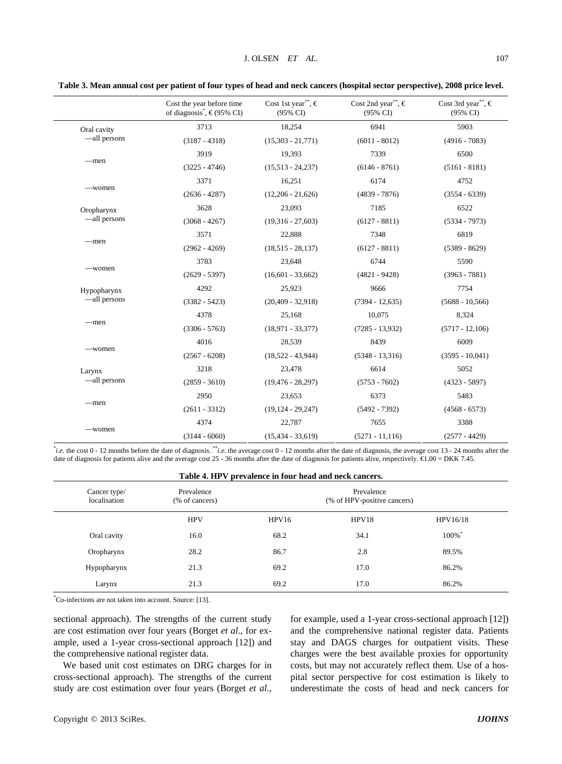**Table 3. Mean annual cost per patient of four types of head and neck cancers (hospital sector perspective), 2008 price level.**

| | Cost the year before time of diagnosis*, € (95% CI) | Cost 1st year**, € (95% CI) | Cost 2nd year**, € (95% CI) | Cost 3rd year**, € (95% CI) |
|---|---|---|---|---|
| Oral cavity —all persons | 3713 | 18,254 | 6941 | 5903 |
| | (3187 - 4318) | (15,303 - 21,771) | (6011 - 8012) | (4916 - 7083) |
| —men | 3919 | 19,393 | 7339 | 6500 |
| | (3225 - 4746) | (15,513 - 24,237) | (6146 - 8761) | (5161 - 8181) |
| —women | 3371 | 16,251 | 6174 | 4752 |
| | (2636 - 4287) | (12,206 - 21,626) | (4839 - 7876) | (3554 - 6339) |
| Oropharynx —all persons | 3628 | 23,093 | 7185 | 6522 |
| | (3068 - 4267) | (19,316 - 27,603) | (6127 - 8811) | (5334 - 7973) |
| —men | 3571 | 22,888 | 7348 | 6819 |
| | (2962 - 4269) | (18,515 - 28,137) | (6127 - 8811) | (5389 - 8629) |
| —women | 3783 | 23,648 | 6744 | 5590 |
| | (2629 - 5397) | (16,601 - 33,662) | (4821 - 9428) | (3963 - 7881) |
| Hypopharynx —all persons | 4292 | 25,923 | 9666 | 7754 |
| | (3382 - 5423) | (20,409 - 32,918) | (7394 - 12,635) | (5688 - 10,566) |
| —men | 4378 | 25,168 | 10,075 | 8,324 |
| | (3306 - 5763) | (18,971 - 33,377) | (7285 - 13,932) | (5717 - 12,106) |
| —women | 4016 | 28,539 | 8439 | 6009 |
| | (2567 - 6208) | (18,522 - 43,944) | (5348 - 13,316) | (3595 - 10,041) |
| Larynx —all persons | 3218 | 23,478 | 6614 | 5052 |
| | (2859 - 3610) | (19,476 - 28,297) | (5753 - 7602) | (4323 - 5897) |
| —men | 2950 | 23,653 | 6373 | 5483 |
| | (2611 - 3312) | (19,124 - 29,247) | (5492 - 7392) | (4568 - 6573) |
| —women | 4374 | 22,787 | 7655 | 3388 |
| | (3144 - 6060) | (15,434 - 33,619) | (5271 - 11,116) | (2577 - 4429) |

*\*i.e.* the cost 0 - 12 months before the date of diagnosis. *\*\*i.e.* the average cost 0 - 12 months after the date of diagnosis, the average cost 13 - 24 months after the date of diagnosis for patients alive and the average cost 25 - 36 months after the date of diagnosis for patients alive, respectively. €1.00 = DKK 7.45.

**Table 4. HPV prevalence in four head and neck cancers.**

| Cancer type/ localisation | Prevalence (% of cancers) | Prevalence (% of HPV-positive cancers) | | |
|---|---|---|---|---|
| | HPV | HPV16 | HPV18 | HPV16/18 |
| Oral cavity | 16.0 | 68.2 | 34.1 | 100%* |
| Oropharynx | 28.2 | 86.7 | 2.8 | 89.5% |
| Hypopharynx | 21.3 | 69.2 | 17.0 | 86.2% |
| Larynx | 21.3 | 69.2 | 17.0 | 86.2% |

*Co-infections are not taken into account. Source: [13].

sectional approach). The strengths of the current study are cost estimation over four years (Borget *et al*., for example, used a 1-year cross-sectional approach [12]) and the comprehensive national register data.

We based unit cost estimates on DRG charges for in cross-sectional approach). The strengths of the current study are cost estimation over four years (Borget *et al*., for example, used a 1-year cross-sectional approach [12]) and the comprehensive national register data. Patients stay and DAGS charges for outpatient visits. These charges were the best available proxies for opportunity costs, but may not accurately reflect them. Use of a hospital sector perspective for cost estimation is likely to underestimate the costs of head and neck cancers for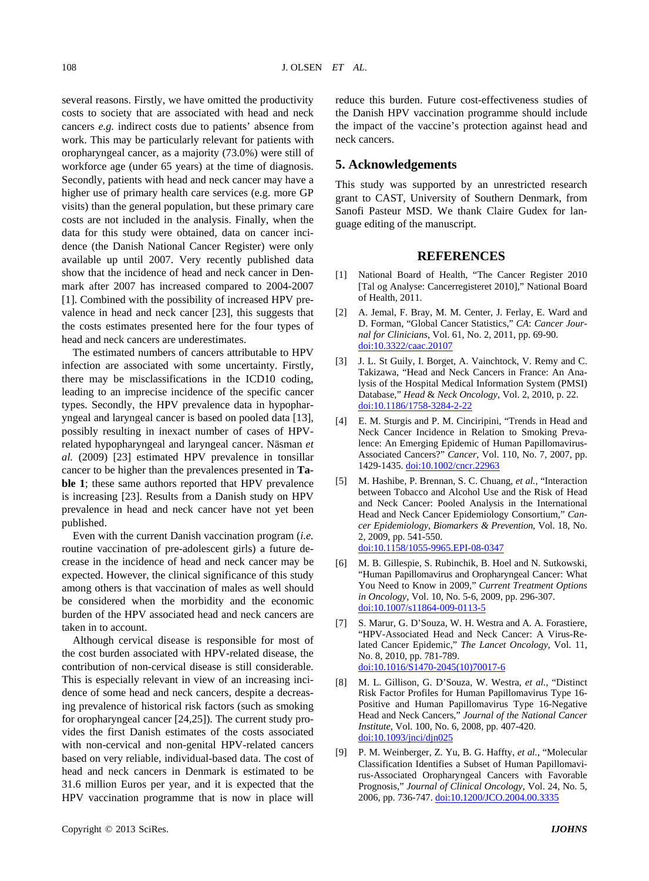several reasons. Firstly, we have omitted the productivity costs to society that are associated with head and neck cancers *e.g.* indirect costs due to patients' absence from work. This may be particularly relevant for patients with oropharyngeal cancer, as a majority (73.0%) were still of workforce age (under 65 years) at the time of diagnosis. Secondly, patients with head and neck cancer may have a higher use of primary health care services (e.g. more GP visits) than the general population, but these primary care costs are not included in the analysis. Finally, when the data for this study were obtained, data on cancer incidence (the Danish National Cancer Register) were only available up until 2007. Very recently published data show that the incidence of head and neck cancer in Denmark after 2007 has increased compared to 2004-2007 [1]. Combined with the possibility of increased HPV prevalence in head and neck cancer [23], this suggests that the costs estimates presented here for the four types of head and neck cancers are underestimates.

The estimated numbers of cancers attributable to HPV infection are associated with some uncertainty. Firstly, there may be misclassifications in the ICD10 coding, leading to an imprecise incidence of the specific cancer types. Secondly, the HPV prevalence data in hypopharyngeal and laryngeal cancer is based on pooled data [13], possibly resulting in inexact number of cases of HPV-related hypopharyngeal and laryngeal cancer. Näsman *et al.* (2009) [23] estimated HPV prevalence in tonsillar cancer to be higher than the prevalences presented in **Table 1**; these same authors reported that HPV prevalence is increasing [23]. Results from a Danish study on HPV prevalence in head and neck cancer have not yet been published.

Even with the current Danish vaccination program (*i.e.* routine vaccination of pre-adolescent girls) a future decrease in the incidence of head and neck cancer may be expected. However, the clinical significance of this study among others is that vaccination of males as well should be considered when the morbidity and the economic burden of the HPV associated head and neck cancers are taken in to account.

Although cervical disease is responsible for most of the cost burden associated with HPV-related disease, the contribution of non-cervical disease is still considerable. This is especially relevant in view of an increasing incidence of some head and neck cancers, despite a decreasing prevalence of historical risk factors (such as smoking for oropharyngeal cancer [24,25]). The current study provides the first Danish estimates of the costs associated with non-cervical and non-genital HPV-related cancers based on very reliable, individual-based data. The cost of head and neck cancers in Denmark is estimated to be 31.6 million Euros per year, and it is expected that the HPV vaccination programme that is now in place will reduce this burden. Future cost-effectiveness studies of the Danish HPV vaccination programme should include the impact of the vaccine's protection against head and neck cancers.

## 5. Acknowledgements

This study was supported by an unrestricted research grant to CAST, University of Southern Denmark, from Sanofi Pasteur MSD. We thank Claire Gudex for language editing of the manuscript.

## REFERENCES

[1] National Board of Health, "The Cancer Register 2010 [Tal og Analyse: Cancerregisteret 2010]," National Board of Health, 2011.

[2] A. Jemal, F. Bray, M. M. Center, J. Ferlay, E. Ward and D. Forman, "Global Cancer Statistics," *CA*: *Cancer Journal for Clinicians*, Vol. 61, No. 2, 2011, pp. 69-90. doi:10.3322/caac.20107

[3] J. L. St Guily, I. Borget, A. Vainchtock, V. Remy and C. Takizawa, "Head and Neck Cancers in France: An Analysis of the Hospital Medical Information System (PMSI) Database," *Head & Neck Oncology*, Vol. 2, 2010, p. 22. doi:10.1186/1758-3284-2-22

[4] E. M. Sturgis and P. M. Cinciripini, "Trends in Head and Neck Cancer Incidence in Relation to Smoking Prevalence: An Emerging Epidemic of Human Papillomavirus-Associated Cancers?" *Cancer*, Vol. 110, No. 7, 2007, pp. 1429-1435. doi:10.1002/cncr.22963

[5] M. Hashibe, P. Brennan, S. C. Chuang, *et al.*, "Interaction between Tobacco and Alcohol Use and the Risk of Head and Neck Cancer: Pooled Analysis in the International Head and Neck Cancer Epidemiology Consortium," *Cancer Epidemiology*, *Biomarkers & Prevention*, Vol. 18, No. 2, 2009, pp. 541-550. doi:10.1158/1055-9965.EPI-08-0347

[6] M. B. Gillespie, S. Rubinchik, B. Hoel and N. Sutkowski, "Human Papillomavirus and Oropharyngeal Cancer: What You Need to Know in 2009," *Current Treatment Options in Oncology*, Vol. 10, No. 5-6, 2009, pp. 296-307. doi:10.1007/s11864-009-0113-5

[7] S. Marur, G. D'Souza, W. H. Westra and A. A. Forastiere, "HPV-Associated Head and Neck Cancer: A Virus-Related Cancer Epidemic," *The Lancet Oncology*, Vol. 11, No. 8, 2010, pp. 781-789. doi:10.1016/S1470-2045(10)70017-6

[8] M. L. Gillison, G. D'Souza, W. Westra, *et al.*, "Distinct Risk Factor Profiles for Human Papillomavirus Type 16-Positive and Human Papillomavirus Type 16-Negative Head and Neck Cancers," *Journal of the National Cancer Institute*, Vol. 100, No. 6, 2008, pp. 407-420. doi:10.1093/jnci/djn025

[9] P. M. Weinberger, Z. Yu, B. G. Haffty, *et al.*, "Molecular Classification Identifies a Subset of Human Papillomavirus-Associated Oropharyngeal Cancers with Favorable Prognosis," *Journal of Clinical Oncology*, Vol. 24, No. 5, 2006, pp. 736-747. doi:10.1200/JCO.2004.00.3335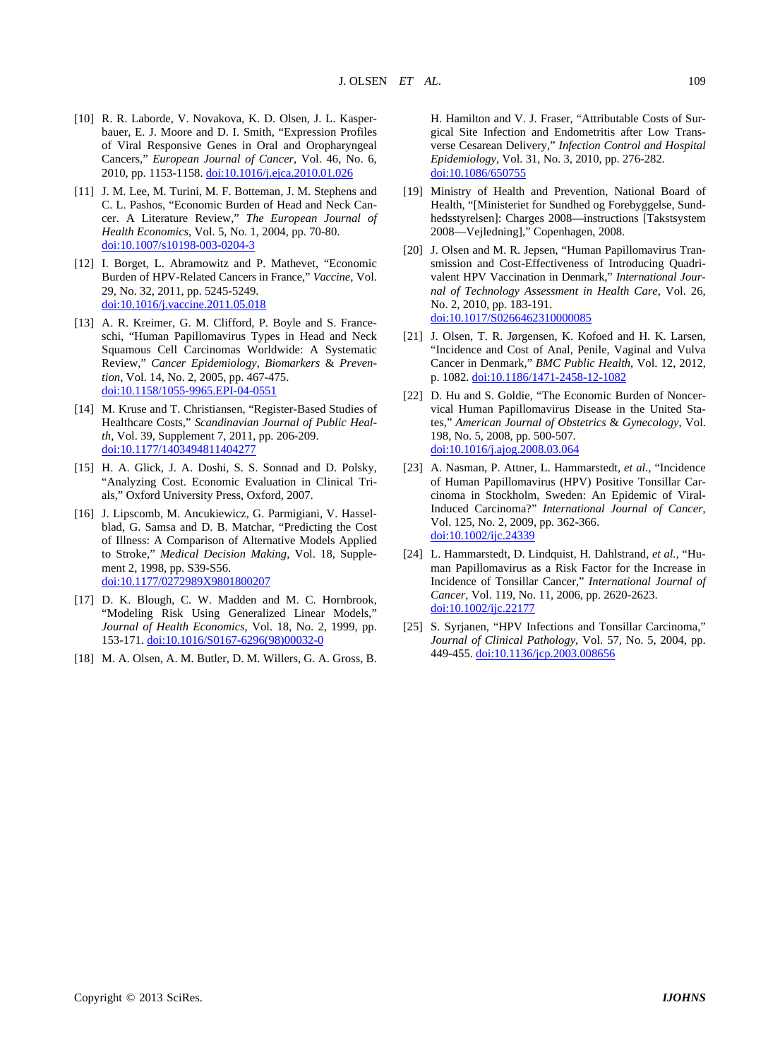[10] R. R. Laborde, V. Novakova, K. D. Olsen, J. L. Kasperbauer, E. J. Moore and D. I. Smith, "Expression Profiles of Viral Responsive Genes in Oral and Oropharyngeal Cancers," *European Journal of Cancer*, Vol. 46, No. 6, 2010, pp. 1153-1158. doi:10.1016/j.ejca.2010.01.026

[11] J. M. Lee, M. Turini, M. F. Botteman, J. M. Stephens and C. L. Pashos, "Economic Burden of Head and Neck Cancer. A Literature Review," *The European Journal of Health Economics*, Vol. 5, No. 1, 2004, pp. 70-80. doi:10.1007/s10198-003-0204-3

[12] I. Borget, L. Abramowitz and P. Mathevet, "Economic Burden of HPV-Related Cancers in France," *Vaccine*, Vol. 29, No. 32, 2011, pp. 5245-5249. doi:10.1016/j.vaccine.2011.05.018

[13] A. R. Kreimer, G. M. Clifford, P. Boyle and S. Franceschi, "Human Papillomavirus Types in Head and Neck Squamous Cell Carcinomas Worldwide: A Systematic Review," *Cancer Epidemiology, Biomarkers & Prevention*, Vol. 14, No. 2, 2005, pp. 467-475. doi:10.1158/1055-9965.EPI-04-0551

[14] M. Kruse and T. Christiansen, "Register-Based Studies of Healthcare Costs," *Scandinavian Journal of Public Health*, Vol. 39, Supplement 7, 2011, pp. 206-209. doi:10.1177/1403494811404277

[15] H. A. Glick, J. A. Doshi, S. S. Sonnad and D. Polsky, "Analyzing Cost. Economic Evaluation in Clinical Trials," Oxford University Press, Oxford, 2007.

[16] J. Lipscomb, M. Ancukiewicz, G. Parmigiani, V. Hasselblad, G. Samsa and D. B. Matchar, "Predicting the Cost of Illness: A Comparison of Alternative Models Applied to Stroke," *Medical Decision Making*, Vol. 18, Supplement 2, 1998, pp. S39-S56. doi:10.1177/0272989X9801800207

[17] D. K. Blough, C. W. Madden and M. C. Hornbrook, "Modeling Risk Using Generalized Linear Models," *Journal of Health Economics*, Vol. 18, No. 2, 1999, pp. 153-171. doi:10.1016/S0167-6296(98)00032-0

[18] M. A. Olsen, A. M. Butler, D. M. Willers, G. A. Gross, B. H. Hamilton and V. J. Fraser, "Attributable Costs of Surgical Site Infection and Endometritis after Low Transverse Cesarean Delivery," *Infection Control and Hospital Epidemiology*, Vol. 31, No. 3, 2010, pp. 276-282. doi:10.1086/650755

[19] Ministry of Health and Prevention, National Board of Health, "[Ministeriet for Sundhed og Forebyggelse, Sundhedsstyrelsen]: Charges 2008—instructions [Takstsystem 2008—Vejledning]," Copenhagen, 2008.

[20] J. Olsen and M. R. Jepsen, "Human Papillomavirus Transmission and Cost-Effectiveness of Introducing Quadrivalent HPV Vaccination in Denmark," *International Journal of Technology Assessment in Health Care*, Vol. 26, No. 2, 2010, pp. 183-191. doi:10.1017/S0266462310000085

[21] J. Olsen, T. R. Jørgensen, K. Kofoed and H. K. Larsen, "Incidence and Cost of Anal, Penile, Vaginal and Vulva Cancer in Denmark," *BMC Public Health*, Vol. 12, 2012, p. 1082. doi:10.1186/1471-2458-12-1082

[22] D. Hu and S. Goldie, "The Economic Burden of Noncervical Human Papillomavirus Disease in the United States," *American Journal of Obstetrics & Gynecology*, Vol. 198, No. 5, 2008, pp. 500-507. doi:10.1016/j.ajog.2008.03.064

[23] A. Nasman, P. Attner, L. Hammarstedt, *et al.*, "Incidence of Human Papillomavirus (HPV) Positive Tonsillar Carcinoma in Stockholm, Sweden: An Epidemic of Viral-Induced Carcinoma?" *International Journal of Cancer*, Vol. 125, No. 2, 2009, pp. 362-366. doi:10.1002/ijc.24339

[24] L. Hammarstedt, D. Lindquist, H. Dahlstrand, *et al.*, "Human Papillomavirus as a Risk Factor for the Increase in Incidence of Tonsillar Cancer," *International Journal of Cancer*, Vol. 119, No. 11, 2006, pp. 2620-2623. doi:10.1002/ijc.22177

[25] S. Syrjanen, "HPV Infections and Tonsillar Carcinoma," *Journal of Clinical Pathology*, Vol. 57, No. 5, 2004, pp. 449-455. doi:10.1136/jcp.2003.008656